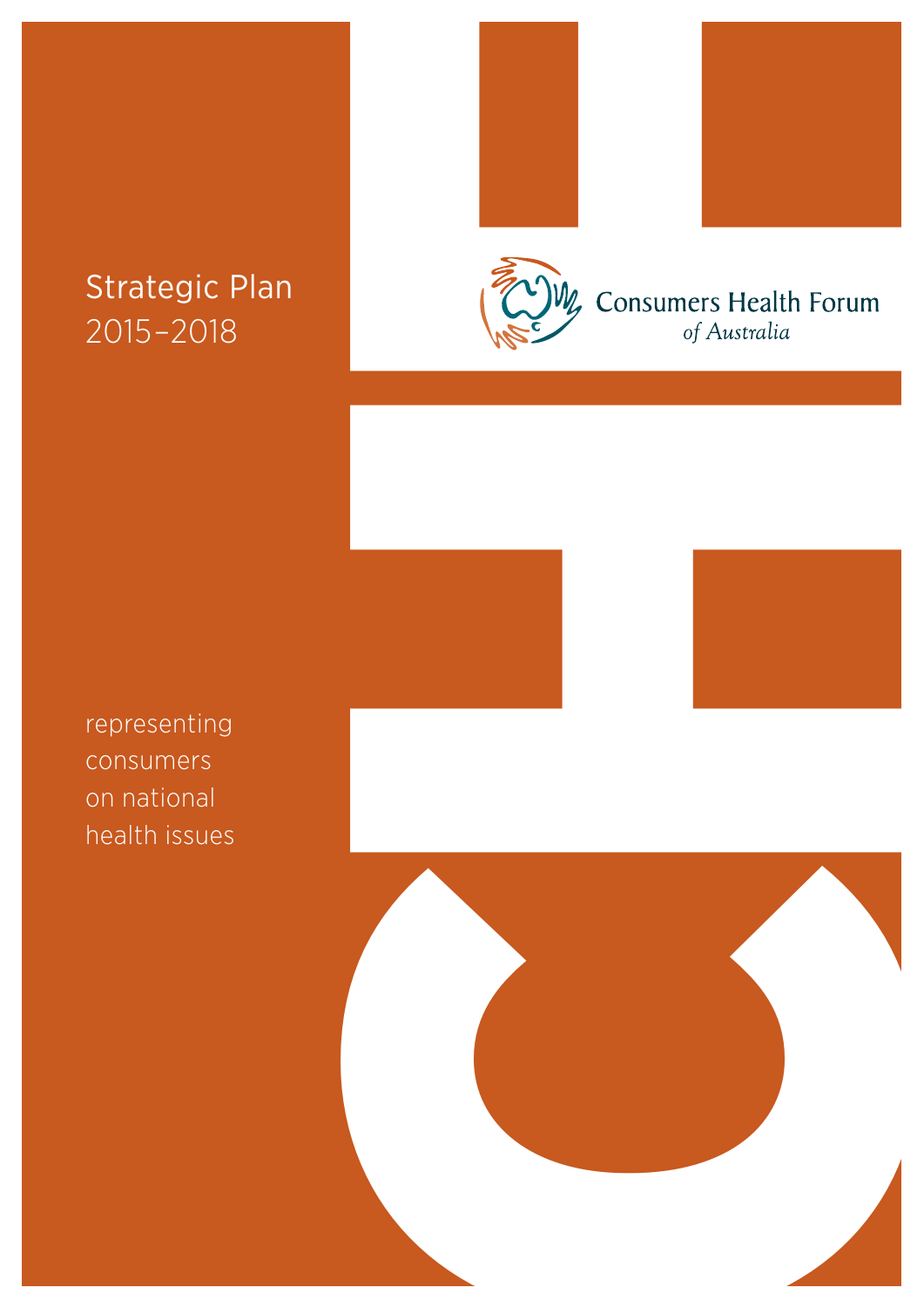# Strategic Plan
2015–2018

Consumers Health Forum
*of Australia*

representing
consumers
on national
health issues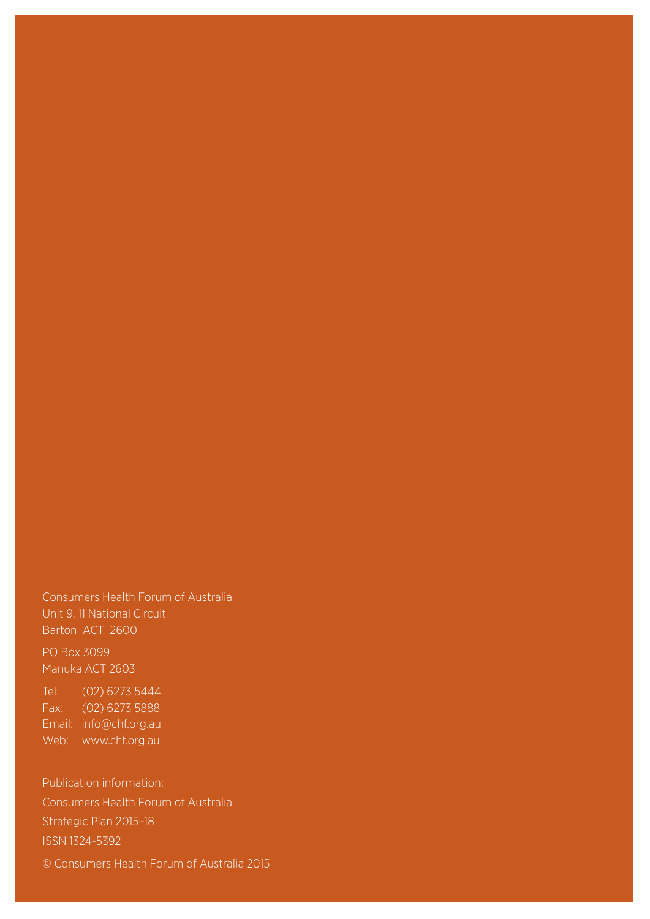Consumers Health Forum of Australia
Unit 9, 11 National Circuit
Barton ACT 2600

PO Box 3099
Manuka ACT 2603

Tel: (02) 6273 5444
Fax: (02) 6273 5888
Email: info@chf.org.au
Web: www.chf.org.au

Publication information:
Consumers Health Forum of Australia
Strategic Plan 2015–18
ISSN 1324-5392

© Consumers Health Forum of Australia 2015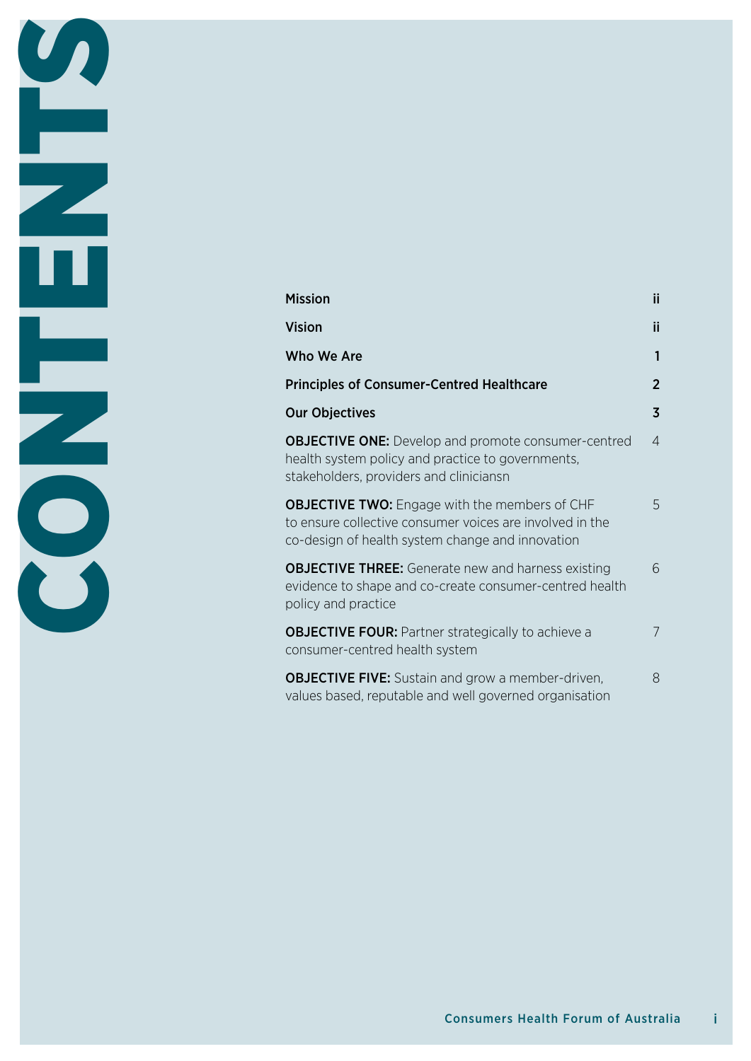# CONTENTS

| | |
|---|---|
| **Mission** | ii |
| **Vision** | ii |
| **Who We Are** | 1 |
| **Principles of Consumer-Centred Healthcare** | 2 |
| **Our Objectives** | 3 |
| **OBJECTIVE ONE:** Develop and promote consumer-centred health system policy and practice to governments, stakeholders, providers and cliniciansn | 4 |
| **OBJECTIVE TWO:** Engage with the members of CHF to ensure collective consumer voices are involved in the co-design of health system change and innovation | 5 |
| **OBJECTIVE THREE:** Generate new and harness existing evidence to shape and co-create consumer-centred health policy and practice | 6 |
| **OBJECTIVE FOUR:** Partner strategically to achieve a consumer-centred health system | 7 |
| **OBJECTIVE FIVE:** Sustain and grow a member-driven, values based, reputable and well governed organisation | 8 |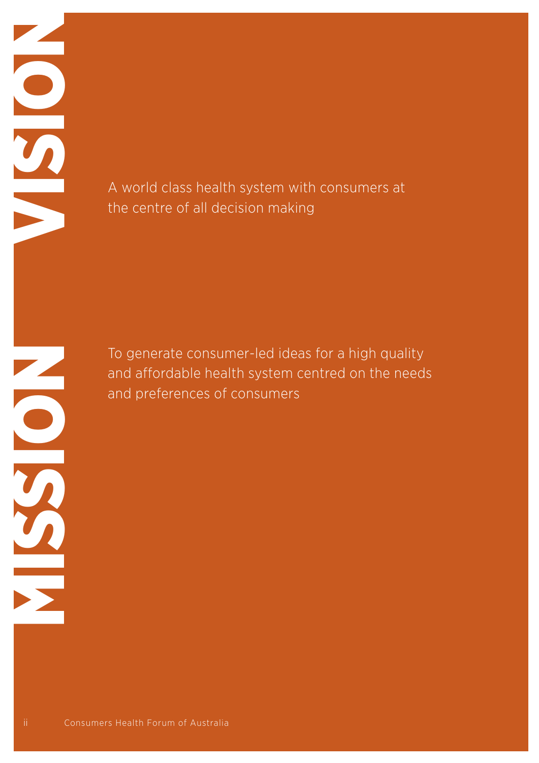## VISION

A world class health system with consumers at the centre of all decision making

## MISSION

To generate consumer-led ideas for a high quality and affordable health system centred on the needs and preferences of consumers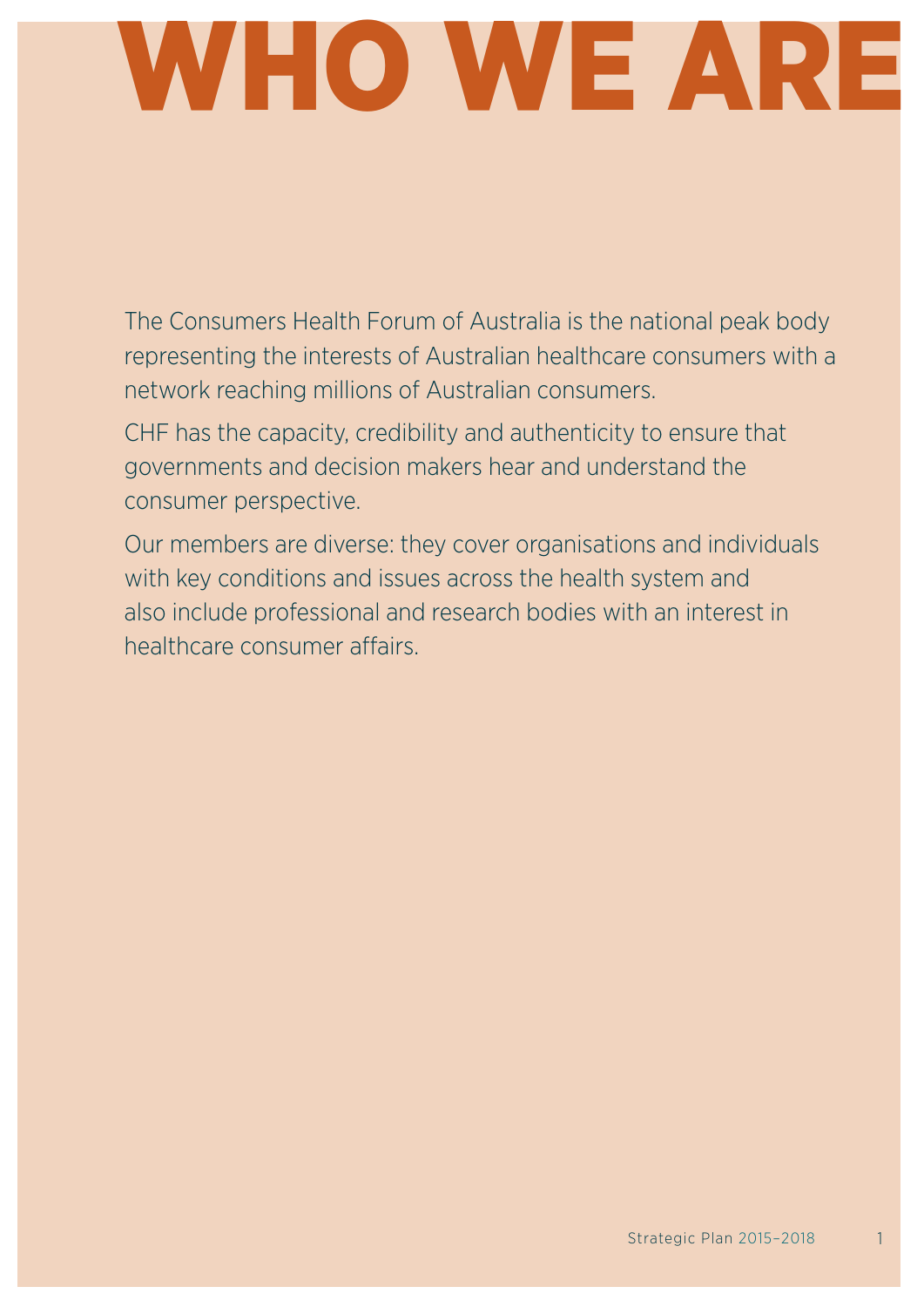# WHO WE ARE

The Consumers Health Forum of Australia is the national peak body representing the interests of Australian healthcare consumers with a network reaching millions of Australian consumers.

CHF has the capacity, credibility and authenticity to ensure that governments and decision makers hear and understand the consumer perspective.

Our members are diverse: they cover organisations and individuals with key conditions and issues across the health system and also include professional and research bodies with an interest in healthcare consumer affairs.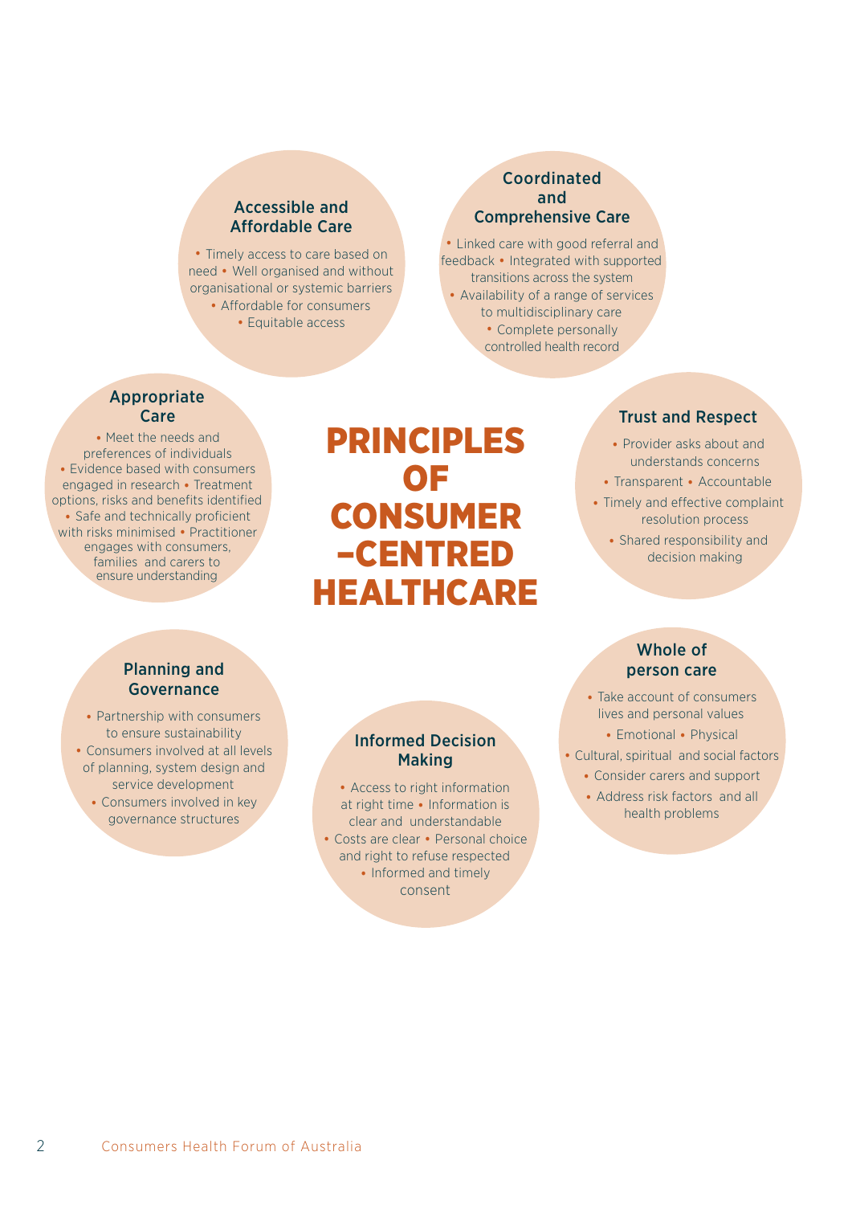# PRINCIPLES OF CONSUMER –CENTRED HEALTHCARE

### Accessible and Affordable Care

- Timely access to care based on need
- Well organised and without organisational or systemic barriers
- Affordable for consumers
- Equitable access

### Coordinated and Comprehensive Care

- Linked care with good referral and feedback
- Integrated with supported transitions across the system
- Availability of a range of services to multidisciplinary care
- Complete personally controlled health record

### Appropriate Care

- Meet the needs and preferences of individuals
- Evidence based with consumers engaged in research
- Treatment options, risks and benefits identified
- Safe and technically proficient with risks minimised
- Practitioner engages with consumers, families and carers to ensure understanding

### Trust and Respect

- Provider asks about and understands concerns
- Transparent
- Accountable
- Timely and effective complaint resolution process
- Shared responsibility and decision making

### Planning and Governance

- Partnership with consumers to ensure sustainability
- Consumers involved at all levels of planning, system design and service development
- Consumers involved in key governance structures

### Informed Decision Making

- Access to right information at right time
- Information is clear and understandable
- Costs are clear
- Personal choice and right to refuse respected
- Informed and timely consent

### Whole of person care

- Take account of consumers lives and personal values
- Emotional
- Physical
- Cultural, spiritual and social factors
- Consider carers and support
- Address risk factors and all health problems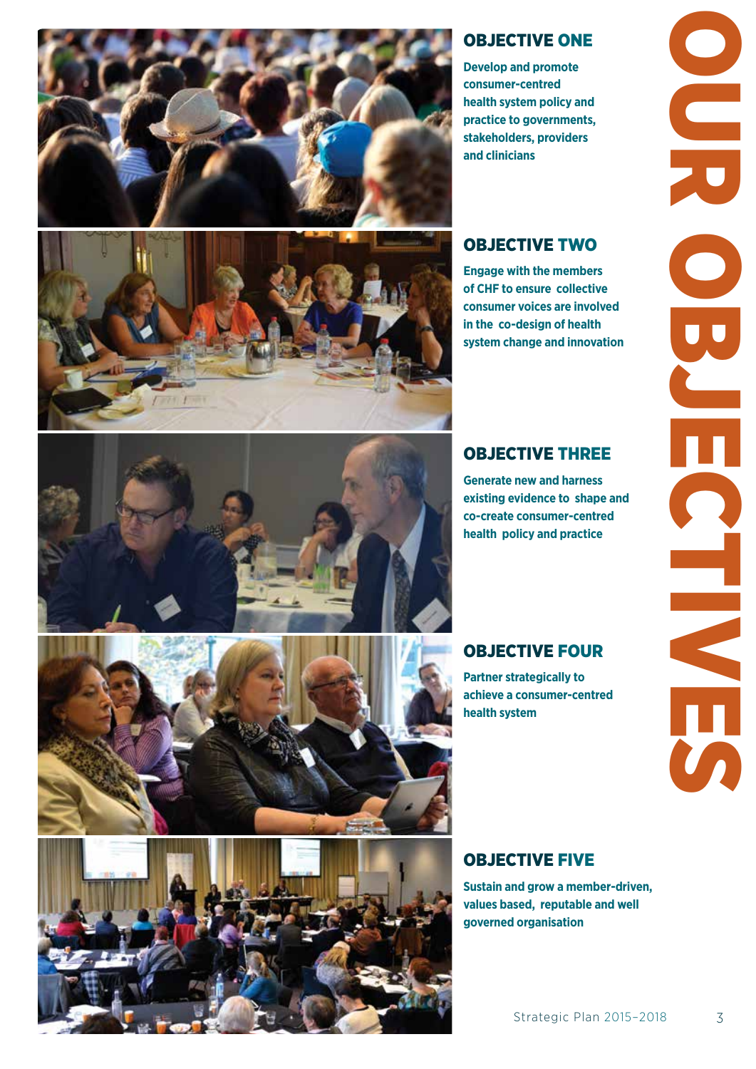# OUR OBJECTIVES

## OBJECTIVE ONE

Develop and promote consumer-centred health system policy and practice to governments, stakeholders, providers and clinicians

## OBJECTIVE TWO

Engage with the members of CHF to ensure collective consumer voices are involved in the co-design of health system change and innovation

## OBJECTIVE THREE

Generate new and harness existing evidence to shape and co-create consumer-centred health policy and practice

## OBJECTIVE FOUR

Partner strategically to achieve a consumer-centred health system

## OBJECTIVE FIVE

Sustain and grow a member-driven, values based, reputable and well governed organisation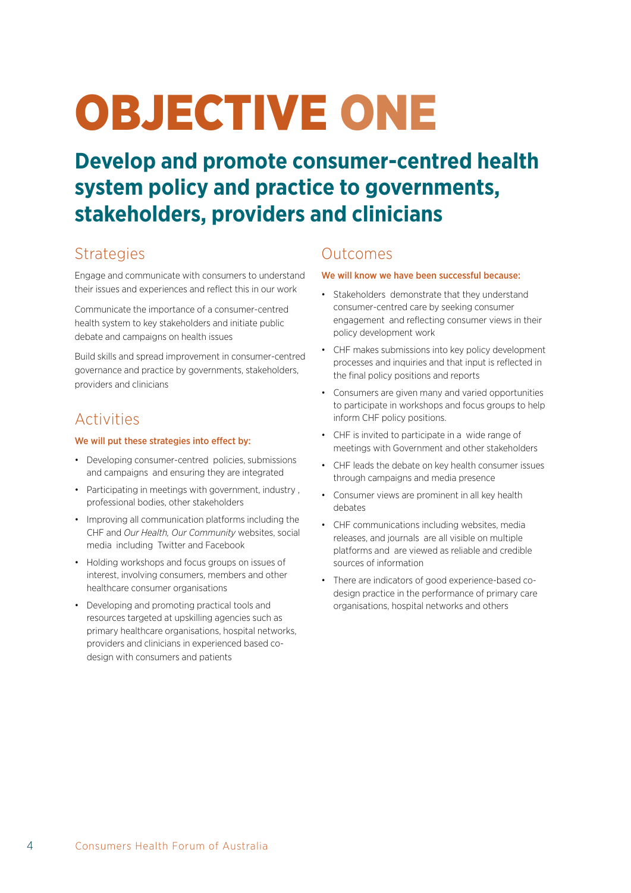# OBJECTIVE ONE

## Develop and promote consumer-centred health system policy and practice to governments, stakeholders, providers and clinicians

### Strategies

Engage and communicate with consumers to understand their issues and experiences and reflect this in our work

Communicate the importance of a consumer-centred health system to key stakeholders and initiate public debate and campaigns on health issues

Build skills and spread improvement in consumer-centred governance and practice by governments, stakeholders, providers and clinicians

### Activities

**We will put these strategies into effect by:**

- Developing consumer-centred policies, submissions and campaigns and ensuring they are integrated
- Participating in meetings with government, industry , professional bodies, other stakeholders
- Improving all communication platforms including the CHF and *Our Health, Our Community* websites, social media including Twitter and Facebook
- Holding workshops and focus groups on issues of interest, involving consumers, members and other healthcare consumer organisations
- Developing and promoting practical tools and resources targeted at upskilling agencies such as primary healthcare organisations, hospital networks, providers and clinicians in experienced based co-design with consumers and patients

### Outcomes

**We will know we have been successful because:**

- Stakeholders demonstrate that they understand consumer-centred care by seeking consumer engagement and reflecting consumer views in their policy development work
- CHF makes submissions into key policy development processes and inquiries and that input is reflected in the final policy positions and reports
- Consumers are given many and varied opportunities to participate in workshops and focus groups to help inform CHF policy positions.
- CHF is invited to participate in a wide range of meetings with Government and other stakeholders
- CHF leads the debate on key health consumer issues through campaigns and media presence
- Consumer views are prominent in all key health debates
- CHF communications including websites, media releases, and journals are all visible on multiple platforms and are viewed as reliable and credible sources of information
- There are indicators of good experience-based co-design practice in the performance of primary care organisations, hospital networks and others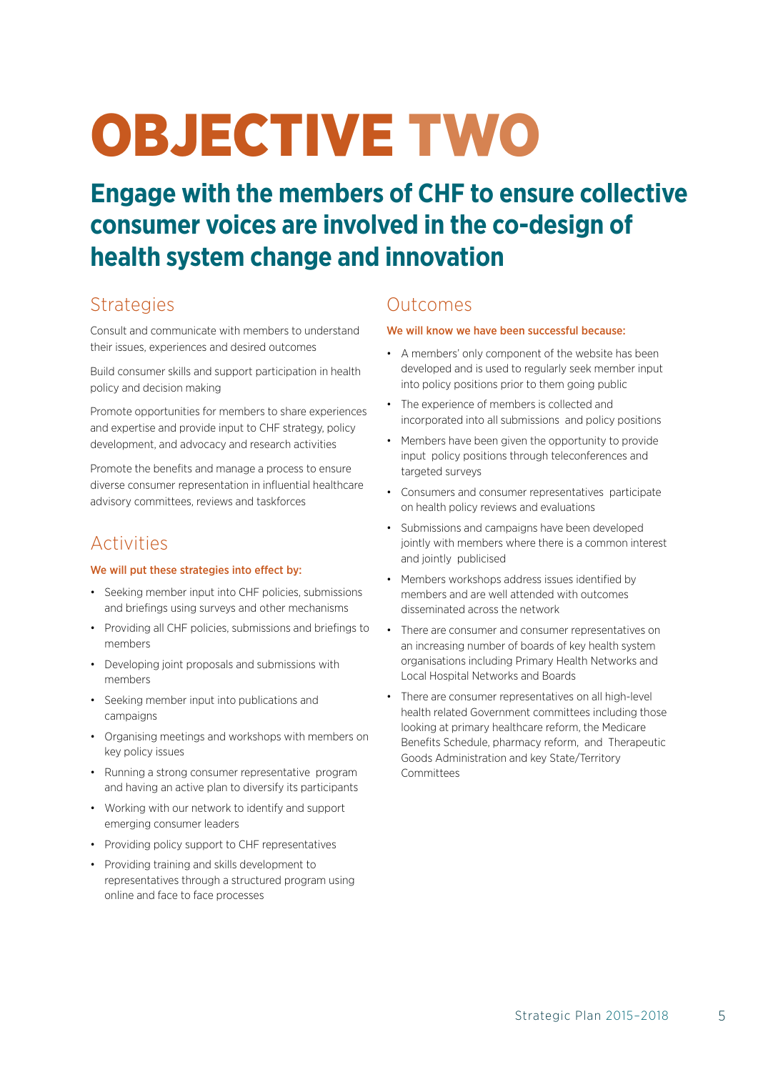# OBJECTIVE TWO

## Engage with the members of CHF to ensure collective consumer voices are involved in the co-design of health system change and innovation

### Strategies

Consult and communicate with members to understand their issues, experiences and desired outcomes

Build consumer skills and support participation in health policy and decision making

Promote opportunities for members to share experiences and expertise and provide input to CHF strategy, policy development, and advocacy and research activities

Promote the benefits and manage a process to ensure diverse consumer representation in influential healthcare advisory committees, reviews and taskforces

### Activities

**We will put these strategies into effect by:**

- Seeking member input into CHF policies, submissions and briefings using surveys and other mechanisms
- Providing all CHF policies, submissions and briefings to members
- Developing joint proposals and submissions with members
- Seeking member input into publications and campaigns
- Organising meetings and workshops with members on key policy issues
- Running a strong consumer representative program and having an active plan to diversify its participants
- Working with our network to identify and support emerging consumer leaders
- Providing policy support to CHF representatives
- Providing training and skills development to representatives through a structured program using online and face to face processes

### Outcomes

**We will know we have been successful because:**

- A members' only component of the website has been developed and is used to regularly seek member input into policy positions prior to them going public
- The experience of members is collected and incorporated into all submissions and policy positions
- Members have been given the opportunity to provide input policy positions through teleconferences and targeted surveys
- Consumers and consumer representatives participate on health policy reviews and evaluations
- Submissions and campaigns have been developed jointly with members where there is a common interest and jointly publicised
- Members workshops address issues identified by members and are well attended with outcomes disseminated across the network
- There are consumer and consumer representatives on an increasing number of boards of key health system organisations including Primary Health Networks and Local Hospital Networks and Boards
- There are consumer representatives on all high-level health related Government committees including those looking at primary healthcare reform, the Medicare Benefits Schedule, pharmacy reform, and Therapeutic Goods Administration and key State/Territory Committees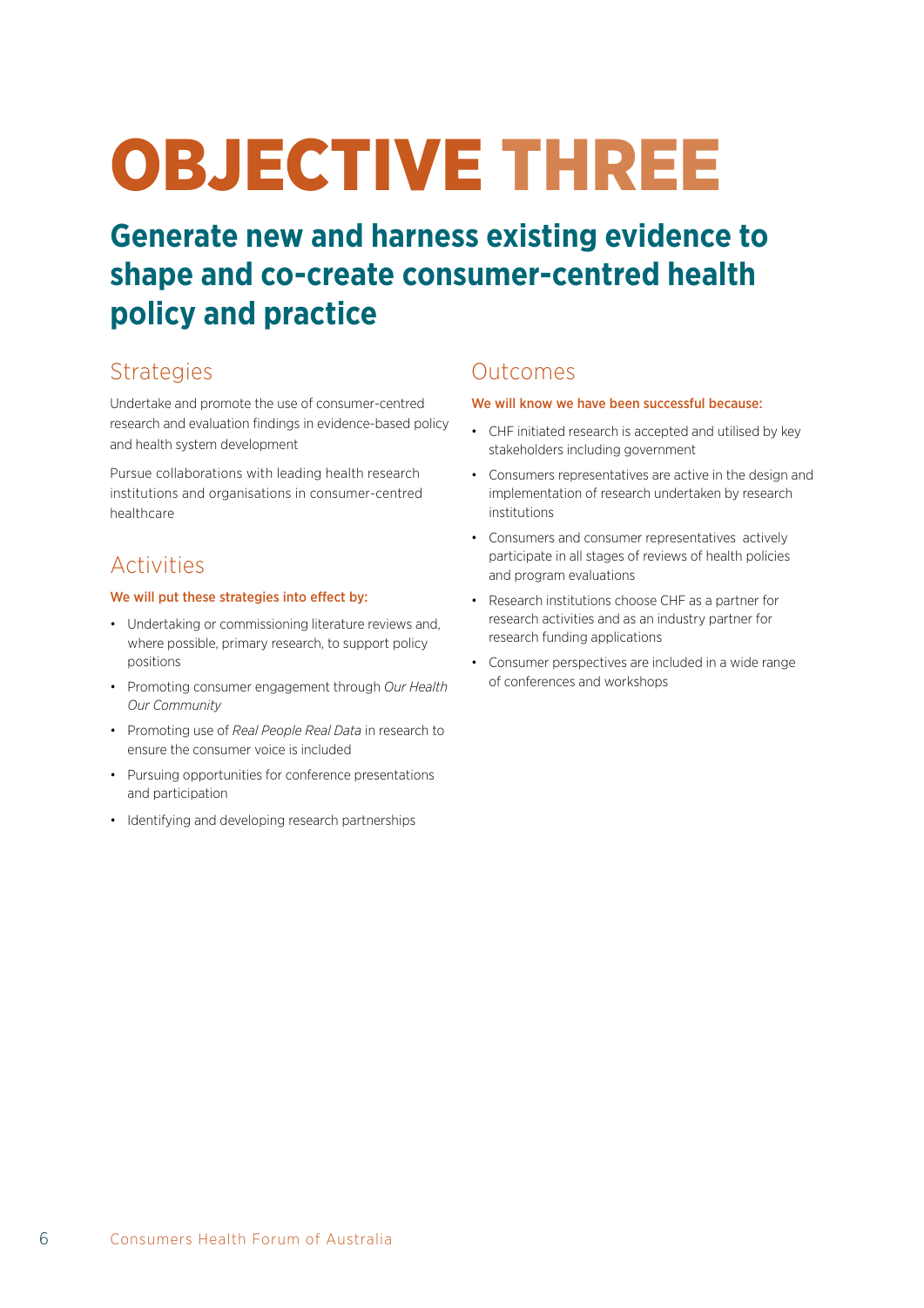# OBJECTIVE THREE

## Generate new and harness existing evidence to shape and co-create consumer-centred health policy and practice

### Strategies

Undertake and promote the use of consumer-centred research and evaluation findings in evidence-based policy and health system development

Pursue collaborations with leading health research institutions and organisations in consumer-centred healthcare

### Activities

**We will put these strategies into effect by:**

- Undertaking or commissioning literature reviews and, where possible, primary research, to support policy positions
- Promoting consumer engagement through *Our Health Our Community*
- Promoting use of *Real People Real Data* in research to ensure the consumer voice is included
- Pursuing opportunities for conference presentations and participation
- Identifying and developing research partnerships

### Outcomes

**We will know we have been successful because:**

- CHF initiated research is accepted and utilised by key stakeholders including government
- Consumers representatives are active in the design and implementation of research undertaken by research institutions
- Consumers and consumer representatives actively participate in all stages of reviews of health policies and program evaluations
- Research institutions choose CHF as a partner for research activities and as an industry partner for research funding applications
- Consumer perspectives are included in a wide range of conferences and workshops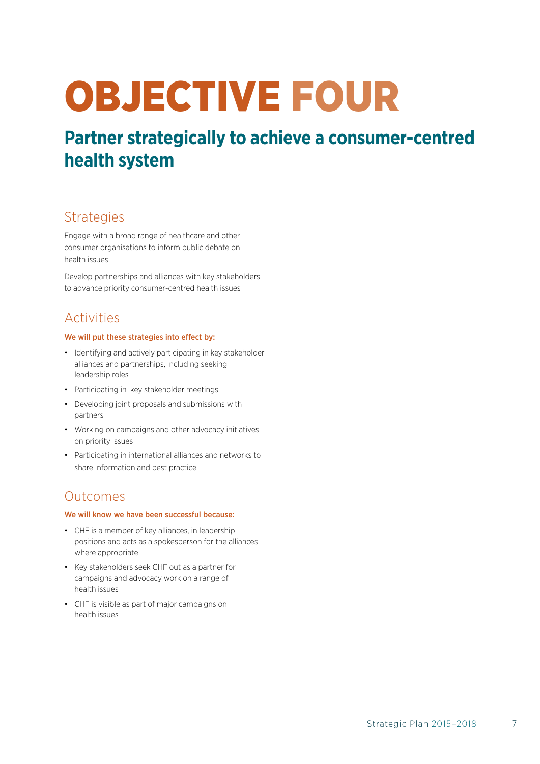# OBJECTIVE FOUR

## Partner strategically to achieve a consumer-centred health system

### Strategies

Engage with a broad range of healthcare and other consumer organisations to inform public debate on health issues

Develop partnerships and alliances with key stakeholders to advance priority consumer-centred health issues

### Activities

**We will put these strategies into effect by:**

- Identifying and actively participating in key stakeholder alliances and partnerships, including seeking leadership roles
- Participating in key stakeholder meetings
- Developing joint proposals and submissions with partners
- Working on campaigns and other advocacy initiatives on priority issues
- Participating in international alliances and networks to share information and best practice

### Outcomes

**We will know we have been successful because:**

- CHF is a member of key alliances, in leadership positions and acts as a spokesperson for the alliances where appropriate
- Key stakeholders seek CHF out as a partner for campaigns and advocacy work on a range of health issues
- CHF is visible as part of major campaigns on health issues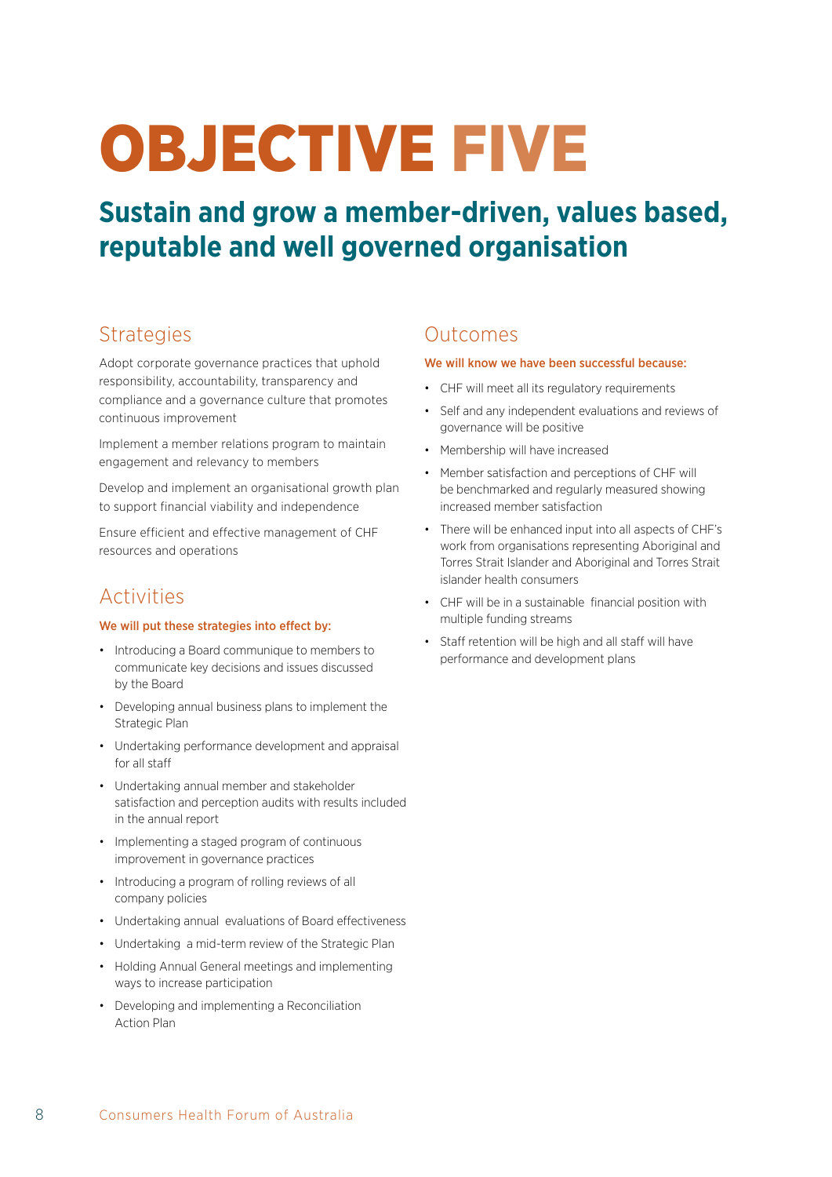# OBJECTIVE FIVE

## Sustain and grow a member-driven, values based, reputable and well governed organisation

### Strategies

Adopt corporate governance practices that uphold responsibility, accountability, transparency and compliance and a governance culture that promotes continuous improvement

Implement a member relations program to maintain engagement and relevancy to members

Develop and implement an organisational growth plan to support financial viability and independence

Ensure efficient and effective management of CHF resources and operations

### Activities

**We will put these strategies into effect by:**

- Introducing a Board communique to members to communicate key decisions and issues discussed by the Board
- Developing annual business plans to implement the Strategic Plan
- Undertaking performance development and appraisal for all staff
- Undertaking annual member and stakeholder satisfaction and perception audits with results included in the annual report
- Implementing a staged program of continuous improvement in governance practices
- Introducing a program of rolling reviews of all company policies
- Undertaking annual evaluations of Board effectiveness
- Undertaking a mid-term review of the Strategic Plan
- Holding Annual General meetings and implementing ways to increase participation
- Developing and implementing a Reconciliation Action Plan

### Outcomes

**We will know we have been successful because:**

- CHF will meet all its regulatory requirements
- Self and any independent evaluations and reviews of governance will be positive
- Membership will have increased
- Member satisfaction and perceptions of CHF will be benchmarked and regularly measured showing increased member satisfaction
- There will be enhanced input into all aspects of CHF's work from organisations representing Aboriginal and Torres Strait Islander and Aboriginal and Torres Strait islander health consumers
- CHF will be in a sustainable financial position with multiple funding streams
- Staff retention will be high and all staff will have performance and development plans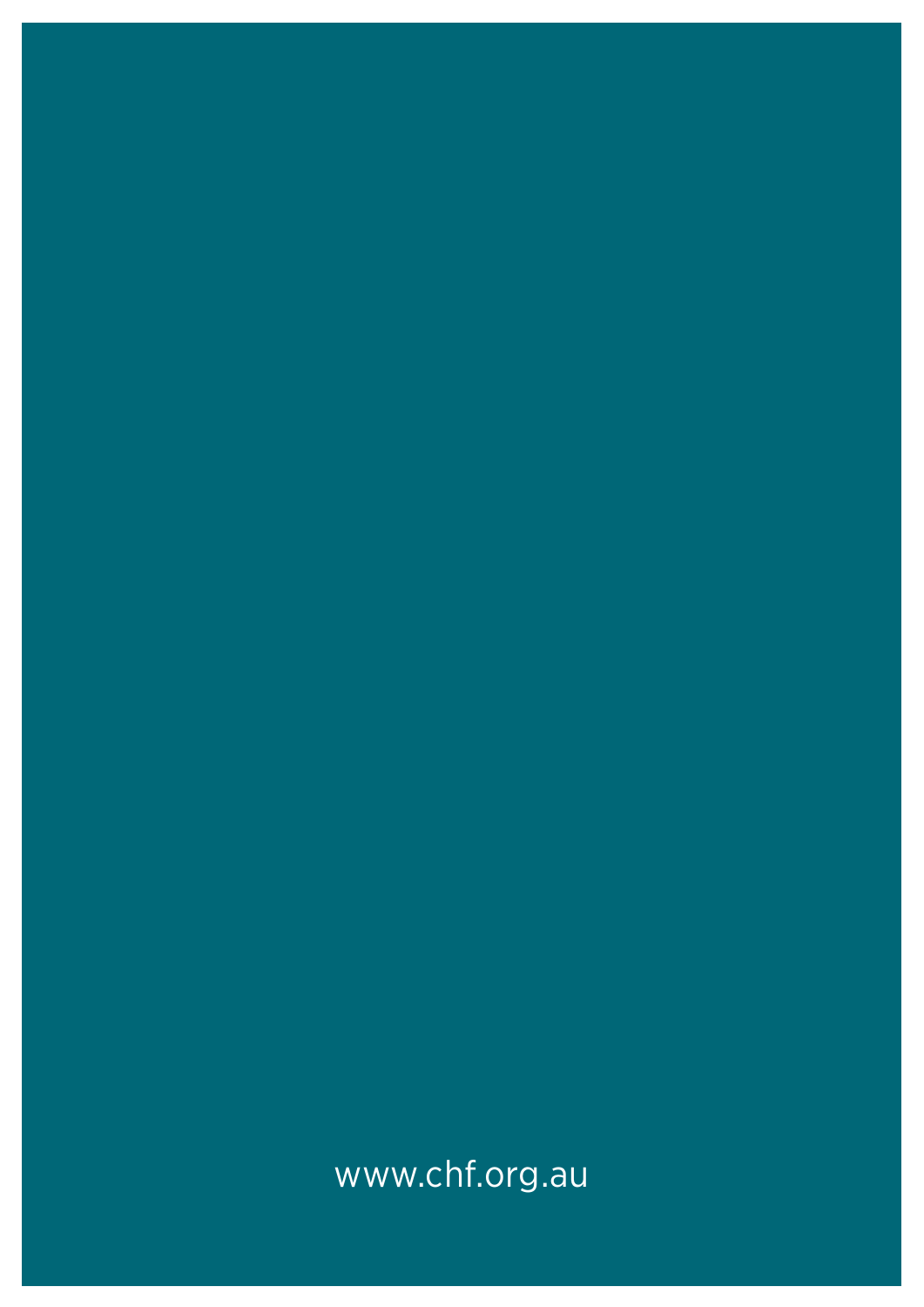www.chf.org.au